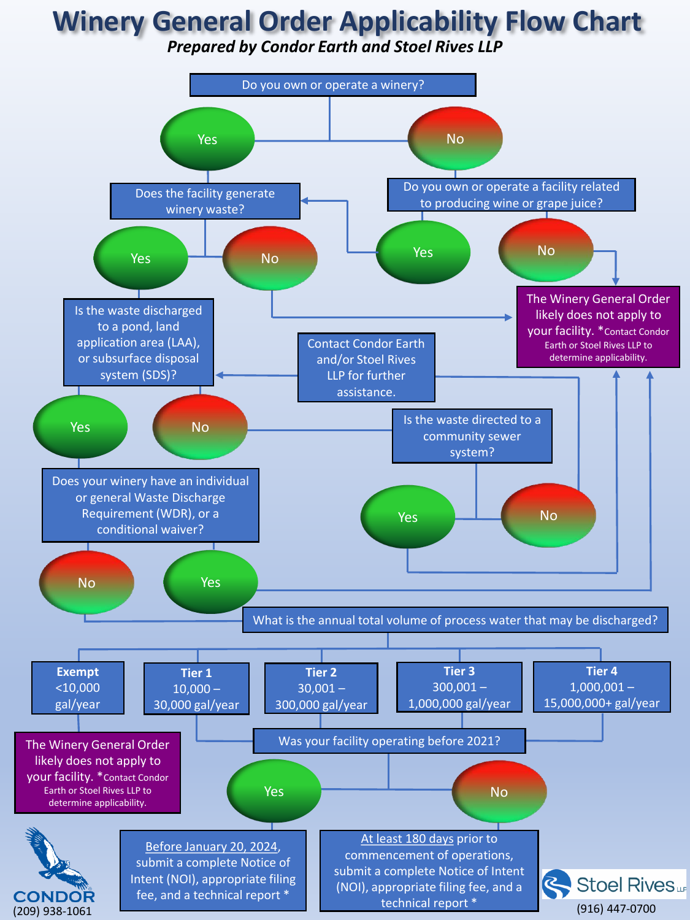# Winery General Order Applicability Flow Chart

***Prepared by Condor Earth and Stoel Rives LLP***

Do you own or operate a winery?

- **Yes** → Does the facility generate winery waste?
- **No** → Do you own or operate a facility related to producing wine or grape juice?
  - **Yes** → Does the facility generate winery waste?
  - **No** → The Winery General Order likely does not apply to your facility. *Contact Condor Earth or Stoel Rives LLP to determine applicability.

Does the facility generate winery waste?

- **No** → The Winery General Order likely does not apply to your facility. *Contact Condor Earth or Stoel Rives LLP to determine applicability.
- **Yes** → Is the waste discharged to a pond, land application area (LAA), or subsurface disposal system (SDS)?

Is the waste discharged to a pond, land application area (LAA), or subsurface disposal system (SDS)?

- **No** → Is the waste directed to a community sewer system?
  - **Yes** → The Winery General Order likely does not apply to your facility. *Contact Condor Earth or Stoel Rives LLP to determine applicability.
  - **No** → Contact Condor Earth and/or Stoel Rives LLP for further assistance.
- **Yes** → Does your winery have an individual or general Waste Discharge Requirement (WDR), or a conditional waiver?
  - **Yes** → The Winery General Order likely does not apply to your facility. *Contact Condor Earth or Stoel Rives LLP to determine applicability.
  - **No** → What is the annual total volume of process water that may be discharged?

What is the annual total volume of process water that may be discharged?

| Exempt | Tier 1 | Tier 2 | Tier 3 | Tier 4 |
|---|---|---|---|---|
| <10,000 gal/year | 10,000 – 30,000 gal/year | 30,001 – 300,000 gal/year | 300,001 – 1,000,000 gal/year | 1,000,001 – 15,000,000+ gal/year |

- **Exempt** → The Winery General Order likely does not apply to your facility. *Contact Condor Earth or Stoel Rives LLP to determine applicability.
- **Tier 1 – Tier 4** → Was your facility operating before 2021?
  - **Yes** → Before January 20, 2024, submit a complete Notice of Intent (NOI), appropriate filing fee, and a technical report *
  - **No** → At least 180 days prior to commencement of operations, submit a complete Notice of Intent (NOI), appropriate filing fee, and a technical report *

CONDOR (209) 938-1061

Stoel Rives LLP (916) 447-0700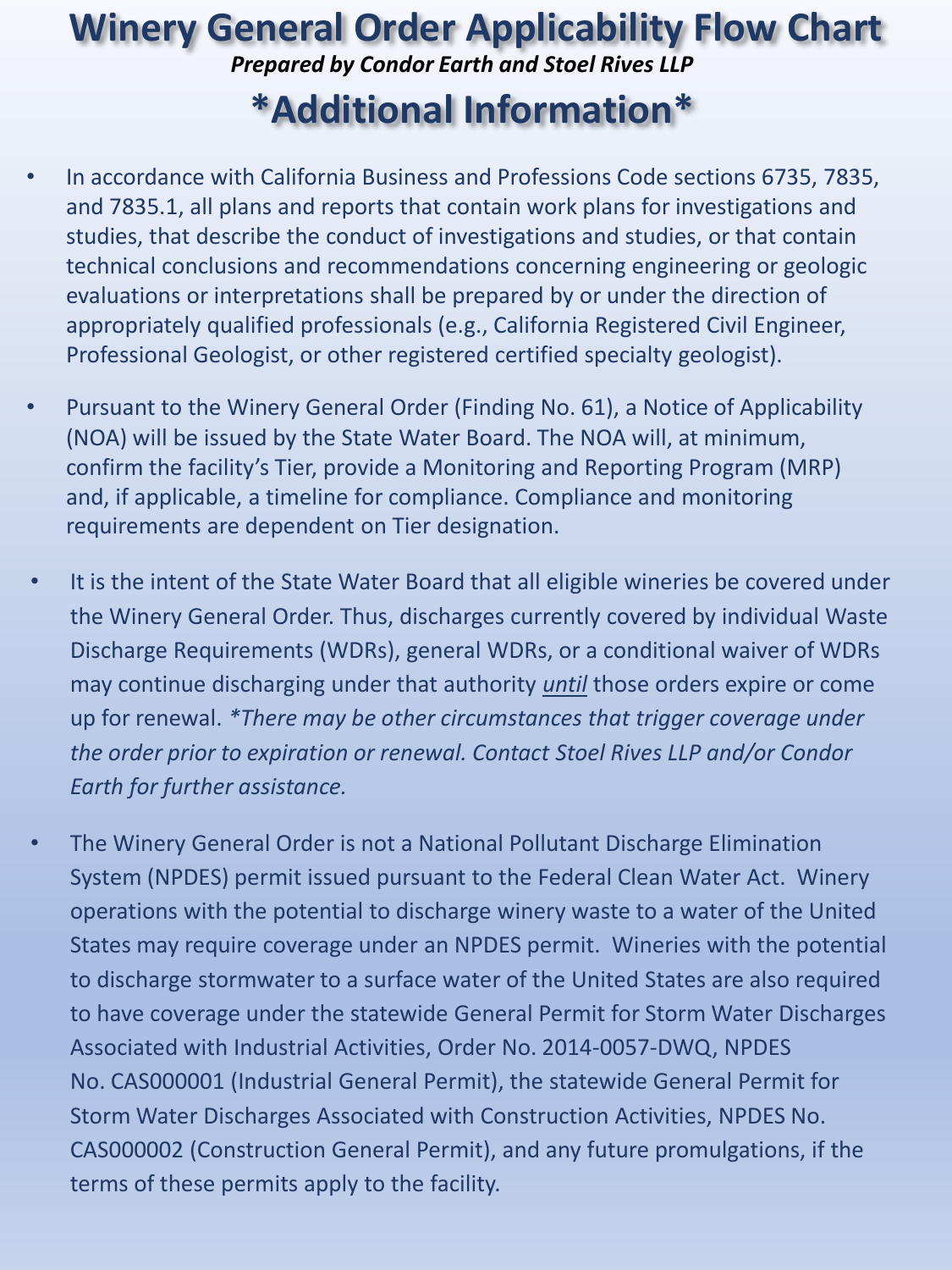# Winery General Order Applicability Flow Chart

***Prepared by Condor Earth and Stoel Rives LLP***

## *Additional Information*

- In accordance with California Business and Professions Code sections 6735, 7835, and 7835.1, all plans and reports that contain work plans for investigations and studies, that describe the conduct of investigations and studies, or that contain technical conclusions and recommendations concerning engineering or geologic evaluations or interpretations shall be prepared by or under the direction of appropriately qualified professionals (e.g., California Registered Civil Engineer, Professional Geologist, or other registered certified specialty geologist).
- Pursuant to the Winery General Order (Finding No. 61), a Notice of Applicability (NOA) will be issued by the State Water Board. The NOA will, at minimum, confirm the facility's Tier, provide a Monitoring and Reporting Program (MRP) and, if applicable, a timeline for compliance. Compliance and monitoring requirements are dependent on Tier designation.
- It is the intent of the State Water Board that all eligible wineries be covered under the Winery General Order. Thus, discharges currently covered by individual Waste Discharge Requirements (WDRs), general WDRs, or a conditional waiver of WDRs may continue discharging under that authority *until* those orders expire or come up for renewal. **There may be other circumstances that trigger coverage under the order prior to expiration or renewal. Contact Stoel Rives LLP and/or Condor Earth for further assistance.*
- The Winery General Order is not a National Pollutant Discharge Elimination System (NPDES) permit issued pursuant to the Federal Clean Water Act. Winery operations with the potential to discharge winery waste to a water of the United States may require coverage under an NPDES permit. Wineries with the potential to discharge stormwater to a surface water of the United States are also required to have coverage under the statewide General Permit for Storm Water Discharges Associated with Industrial Activities, Order No. 2014-0057-DWQ, NPDES No. CAS000001 (Industrial General Permit), the statewide General Permit for Storm Water Discharges Associated with Construction Activities, NPDES No. CAS000002 (Construction General Permit), and any future promulgations, if the terms of these permits apply to the facility.